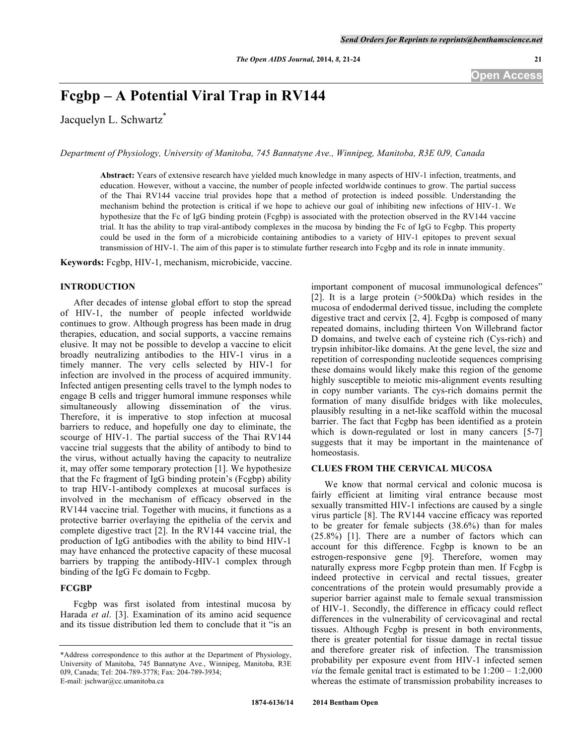# Fcgbp – A Potential Viral Trap in RV144

Jacquelyn L. Schwartz*

*Department of Physiology, University of Manitoba, 745 Bannatyne Ave., Winnipeg, Manitoba, R3E 0J9, Canada*

**Abstract:** Years of extensive research have yielded much knowledge in many aspects of HIV-1 infection, treatments, and education. However, without a vaccine, the number of people infected worldwide continues to grow. The partial success of the Thai RV144 vaccine trial provides hope that a method of protection is indeed possible. Understanding the mechanism behind the protection is critical if we hope to achieve our goal of inhibiting new infections of HIV-1. We hypothesize that the Fc of IgG binding protein (Fcgbp) is associated with the protection observed in the RV144 vaccine trial. It has the ability to trap viral-antibody complexes in the mucosa by binding the Fc of IgG to Fcgbp. This property could be used in the form of a microbicide containing antibodies to a variety of HIV-1 epitopes to prevent sexual transmission of HIV-1. The aim of this paper is to stimulate further research into Fcgbp and its role in innate immunity.

**Keywords:** Fcgbp, HIV-1, mechanism, microbicide, vaccine.

## INTRODUCTION

After decades of intense global effort to stop the spread of HIV-1, the number of people infected worldwide continues to grow. Although progress has been made in drug therapies, education, and social supports, a vaccine remains elusive. It may not be possible to develop a vaccine to elicit broadly neutralizing antibodies to the HIV-1 virus in a timely manner. The very cells selected by HIV-1 for infection are involved in the process of acquired immunity. Infected antigen presenting cells travel to the lymph nodes to engage B cells and trigger humoral immune responses while simultaneously allowing dissemination of the virus. Therefore, it is imperative to stop infection at mucosal barriers to reduce, and hopefully one day to eliminate, the scourge of HIV-1. The partial success of the Thai RV144 vaccine trial suggests that the ability of antibody to bind to the virus, without actually having the capacity to neutralize it, may offer some temporary protection [1]. We hypothesize that the Fc fragment of IgG binding protein's (Fcgbp) ability to trap HIV-1-antibody complexes at mucosal surfaces is involved in the mechanism of efficacy observed in the RV144 vaccine trial. Together with mucins, it functions as a protective barrier overlaying the epithelia of the cervix and complete digestive tract [2]. In the RV144 vaccine trial, the production of IgG antibodies with the ability to bind HIV-1 may have enhanced the protective capacity of these mucosal barriers by trapping the antibody-HIV-1 complex through binding of the IgG Fc domain to Fcgbp.

## FCGBP

Fcgbp was first isolated from intestinal mucosa by Harada *et al*. [3]. Examination of its amino acid sequence and its tissue distribution led them to conclude that it "is an important component of mucosal immunological defences" [2]. It is a large protein (>500kDa) which resides in the mucosa of endodermal derived tissue, including the complete digestive tract and cervix [2, 4]. Fcgbp is composed of many repeated domains, including thirteen Von Willebrand factor D domains, and twelve each of cysteine rich (Cys-rich) and trypsin inhibitor-like domains. At the gene level, the size and repetition of corresponding nucleotide sequences comprising these domains would likely make this region of the genome highly susceptible to meiotic mis-alignment events resulting in copy number variants. The cys-rich domains permit the formation of many disulfide bridges with like molecules, plausibly resulting in a net-like scaffold within the mucosal barrier. The fact that Fcgbp has been identified as a protein which is down-regulated or lost in many cancers [5-7] suggests that it may be important in the maintenance of homeostasis.

## CLUES FROM THE CERVICAL MUCOSA

We know that normal cervical and colonic mucosa is fairly efficient at limiting viral entrance because most sexually transmitted HIV-1 infections are caused by a single virus particle [8]. The RV144 vaccine efficacy was reported to be greater for female subjects (38.6%) than for males (25.8%) [1]. There are a number of factors which can account for this difference. Fcgbp is known to be an estrogen-responsive gene [9]. Therefore, women may naturally express more Fcgbp protein than men. If Fcgbp is indeed protective in cervical and rectal tissues, greater concentrations of the protein would presumably provide a superior barrier against male to female sexual transmission of HIV-1. Secondly, the difference in efficacy could reflect differences in the vulnerability of cervicovaginal and rectal tissues. Although Fcgbp is present in both environments, there is greater potential for tissue damage in rectal tissue and therefore greater risk of infection. The transmission probability per exposure event from HIV-1 infected semen *via* the female genital tract is estimated to be 1:200 – 1:2,000 whereas the estimate of transmission probability increases to

---

*Address correspondence to this author at the Department of Physiology, University of Manitoba, 745 Bannatyne Ave., Winnipeg, Manitoba, R3E 0J9, Canada; Tel: 204-789-3778; Fax: 204-789-3934; E-mail: jschwar@cc.umanitoba.ca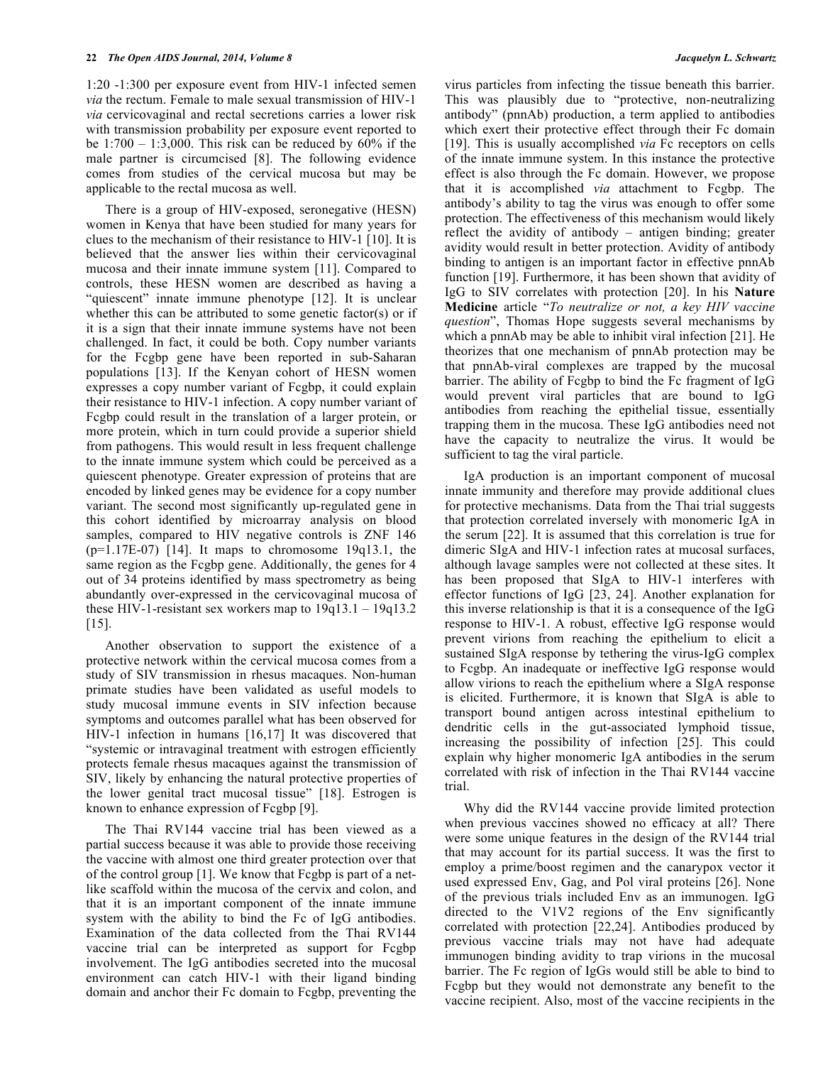1:20 -1:300 per exposure event from HIV-1 infected semen *via* the rectum. Female to male sexual transmission of HIV-1 *via* cervicovaginal and rectal secretions carries a lower risk with transmission probability per exposure event reported to be 1:700 – 1:3,000. This risk can be reduced by 60% if the male partner is circumcised [8]. The following evidence comes from studies of the cervical mucosa but may be applicable to the rectal mucosa as well.

There is a group of HIV-exposed, seronegative (HESN) women in Kenya that have been studied for many years for clues to the mechanism of their resistance to HIV-1 [10]. It is believed that the answer lies within their cervicovaginal mucosa and their innate immune system [11]. Compared to controls, these HESN women are described as having a "quiescent" innate immune phenotype [12]. It is unclear whether this can be attributed to some genetic factor(s) or if it is a sign that their innate immune systems have not been challenged. In fact, it could be both. Copy number variants for the Fcgbp gene have been reported in sub-Saharan populations [13]. If the Kenyan cohort of HESN women expresses a copy number variant of Fcgbp, it could explain their resistance to HIV-1 infection. A copy number variant of Fcgbp could result in the translation of a larger protein, or more protein, which in turn could provide a superior shield from pathogens. This would result in less frequent challenge to the innate immune system which could be perceived as a quiescent phenotype. Greater expression of proteins that are encoded by linked genes may be evidence for a copy number variant. The second most significantly up-regulated gene in this cohort identified by microarray analysis on blood samples, compared to HIV negative controls is ZNF 146 (p=1.17E-07) [14]. It maps to chromosome 19q13.1, the same region as the Fcgbp gene. Additionally, the genes for 4 out of 34 proteins identified by mass spectrometry as being abundantly over-expressed in the cervicovaginal mucosa of these HIV-1-resistant sex workers map to 19q13.1 – 19q13.2 [15].

Another observation to support the existence of a protective network within the cervical mucosa comes from a study of SIV transmission in rhesus macaques. Non-human primate studies have been validated as useful models to study mucosal immune events in SIV infection because symptoms and outcomes parallel what has been observed for HIV-1 infection in humans [16,17] It was discovered that "systemic or intravaginal treatment with estrogen efficiently protects female rhesus macaques against the transmission of SIV, likely by enhancing the natural protective properties of the lower genital tract mucosal tissue" [18]. Estrogen is known to enhance expression of Fcgbp [9].

The Thai RV144 vaccine trial has been viewed as a partial success because it was able to provide those receiving the vaccine with almost one third greater protection over that of the control group [1]. We know that Fcgbp is part of a net-like scaffold within the mucosa of the cervix and colon, and that it is an important component of the innate immune system with the ability to bind the Fc of IgG antibodies. Examination of the data collected from the Thai RV144 vaccine trial can be interpreted as support for Fcgbp involvement. The IgG antibodies secreted into the mucosal environment can catch HIV-1 with their ligand binding domain and anchor their Fc domain to Fcgbp, preventing the virus particles from infecting the tissue beneath this barrier. This was plausibly due to "protective, non-neutralizing antibody" (pnnAb) production, a term applied to antibodies which exert their protective effect through their Fc domain [19]. This is usually accomplished *via* Fc receptors on cells of the innate immune system. In this instance the protective effect is also through the Fc domain. However, we propose that it is accomplished *via* attachment to Fcgbp. The antibody's ability to tag the virus was enough to offer some protection. The effectiveness of this mechanism would likely reflect the avidity of antibody – antigen binding; greater avidity would result in better protection. Avidity of antibody binding to antigen is an important factor in effective pnnAb function [19]. Furthermore, it has been shown that avidity of IgG to SIV correlates with protection [20]. In his **Nature Medicine** article "*To neutralize or not, a key HIV vaccine question*", Thomas Hope suggests several mechanisms by which a pnnAb may be able to inhibit viral infection [21]. He theorizes that one mechanism of pnnAb protection may be that pnnAb-viral complexes are trapped by the mucosal barrier. The ability of Fcgbp to bind the Fc fragment of IgG would prevent viral particles that are bound to IgG antibodies from reaching the epithelial tissue, essentially trapping them in the mucosa. These IgG antibodies need not have the capacity to neutralize the virus. It would be sufficient to tag the viral particle.

IgA production is an important component of mucosal innate immunity and therefore may provide additional clues for protective mechanisms. Data from the Thai trial suggests that protection correlated inversely with monomeric IgA in the serum [22]. It is assumed that this correlation is true for dimeric SIgA and HIV-1 infection rates at mucosal surfaces, although lavage samples were not collected at these sites. It has been proposed that SIgA to HIV-1 interferes with effector functions of IgG [23, 24]. Another explanation for this inverse relationship is that it is a consequence of the IgG response to HIV-1. A robust, effective IgG response would prevent virions from reaching the epithelium to elicit a sustained SIgA response by tethering the virus-IgG complex to Fcgbp. An inadequate or ineffective IgG response would allow virions to reach the epithelium where a SIgA response is elicited. Furthermore, it is known that SIgA is able to transport bound antigen across intestinal epithelium to dendritic cells in the gut-associated lymphoid tissue, increasing the possibility of infection [25]. This could explain why higher monomeric IgA antibodies in the serum correlated with risk of infection in the Thai RV144 vaccine trial.

Why did the RV144 vaccine provide limited protection when previous vaccines showed no efficacy at all? There were some unique features in the design of the RV144 trial that may account for its partial success. It was the first to employ a prime/boost regimen and the canarypox vector it used expressed Env, Gag, and Pol viral proteins [26]. None of the previous trials included Env as an immunogen. IgG directed to the V1V2 regions of the Env significantly correlated with protection [22,24]. Antibodies produced by previous vaccine trials may not have had adequate immunogen binding avidity to trap virions in the mucosal barrier. The Fc region of IgGs would still be able to bind to Fcgbp but they would not demonstrate any benefit to the vaccine recipient. Also, most of the vaccine recipients in the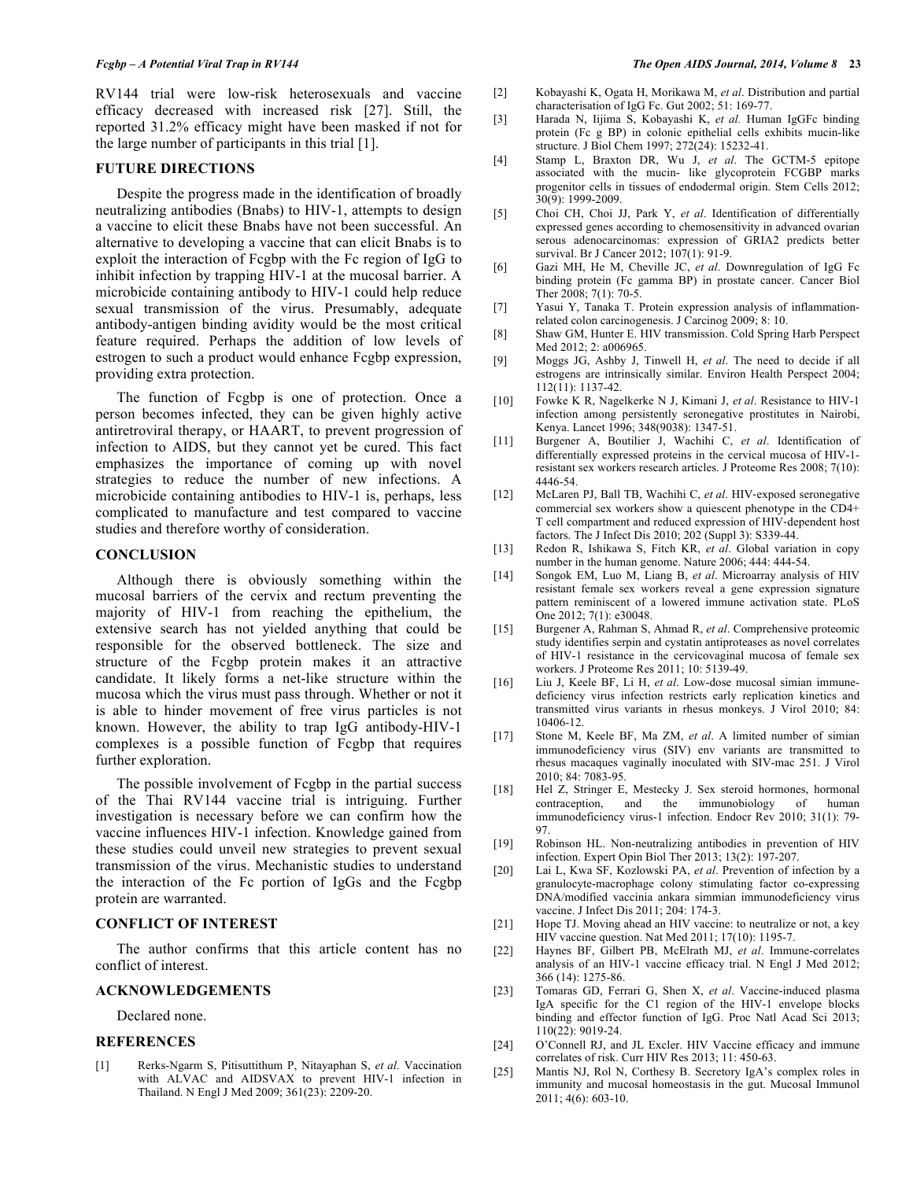RV144 trial were low-risk heterosexuals and vaccine efficacy decreased with increased risk [27]. Still, the reported 31.2% efficacy might have been masked if not for the large number of participants in this trial [1].

## FUTURE DIRECTIONS

Despite the progress made in the identification of broadly neutralizing antibodies (Bnabs) to HIV-1, attempts to design a vaccine to elicit these Bnabs have not been successful. An alternative to developing a vaccine that can elicit Bnabs is to exploit the interaction of Fcgbp with the Fc region of IgG to inhibit infection by trapping HIV-1 at the mucosal barrier. A microbicide containing antibody to HIV-1 could help reduce sexual transmission of the virus. Presumably, adequate antibody-antigen binding avidity would be the most critical feature required. Perhaps the addition of low levels of estrogen to such a product would enhance Fcgbp expression, providing extra protection.

The function of Fcgbp is one of protection. Once a person becomes infected, they can be given highly active antiretroviral therapy, or HAART, to prevent progression of infection to AIDS, but they cannot yet be cured. This fact emphasizes the importance of coming up with novel strategies to reduce the number of new infections. A microbicide containing antibodies to HIV-1 is, perhaps, less complicated to manufacture and test compared to vaccine studies and therefore worthy of consideration.

## CONCLUSION

Although there is obviously something within the mucosal barriers of the cervix and rectum preventing the majority of HIV-1 from reaching the epithelium, the extensive search has not yielded anything that could be responsible for the observed bottleneck. The size and structure of the Fcgbp protein makes it an attractive candidate. It likely forms a net-like structure within the mucosa which the virus must pass through. Whether or not it is able to hinder movement of free virus particles is not known. However, the ability to trap IgG antibody-HIV-1 complexes is a possible function of Fcgbp that requires further exploration.

The possible involvement of Fcgbp in the partial success of the Thai RV144 vaccine trial is intriguing. Further investigation is necessary before we can confirm how the vaccine influences HIV-1 infection. Knowledge gained from these studies could unveil new strategies to prevent sexual transmission of the virus. Mechanistic studies to understand the interaction of the Fc portion of IgGs and the Fcgbp protein are warranted.

## CONFLICT OF INTEREST

The author confirms that this article content has no conflict of interest.

## ACKNOWLEDGEMENTS

Declared none.

## REFERENCES

[1] Rerks-Ngarm S, Pitisuttithum P, Nitayaphan S, *et al*. Vaccination with ALVAC and AIDSVAX to prevent HIV-1 infection in Thailand. N Engl J Med 2009; 361(23): 2209-20.

[2] Kobayashi K, Ogata H, Morikawa M, *et al*. Distribution and partial characterisation of IgG Fc. Gut 2002; 51: 169-77.

[3] Harada N, Iijima S, Kobayashi K, *et al.* Human IgGFc binding protein (Fc g BP) in colonic epithelial cells exhibits mucin-like structure. J Biol Chem 1997; 272(24): 15232-41.

[4] Stamp L, Braxton DR, Wu J, *et al*. The GCTM-5 epitope associated with the mucin- like glycoprotein FCGBP marks progenitor cells in tissues of endodermal origin. Stem Cells 2012; 30(9): 1999-2009.

[5] Choi CH, Choi JJ, Park Y, *et al*. Identification of differentially expressed genes according to chemosensitivity in advanced ovarian serous adenocarcinomas: expression of GRIA2 predicts better survival. Br J Cancer 2012; 107(1): 91-9.

[6] Gazi MH, He M, Cheville JC, *et al*. Downregulation of IgG Fc binding protein (Fc gamma BP) in prostate cancer. Cancer Biol Ther 2008; 7(1): 70-5.

[7] Yasui Y, Tanaka T. Protein expression analysis of inflammation-related colon carcinogenesis. J Carcinog 2009; 8: 10.

[8] Shaw GM, Hunter E. HIV transmission. Cold Spring Harb Perspect Med 2012; 2: a006965.

[9] Moggs JG, Ashby J, Tinwell H, *et al*. The need to decide if all estrogens are intrinsically similar. Environ Health Perspect 2004; 112(11): 1137-42.

[10] Fowke K R, Nagelkerke N J, Kimani J, *et al*. Resistance to HIV-1 infection among persistently seronegative prostitutes in Nairobi, Kenya. Lancet 1996; 348(9038): 1347-51.

[11] Burgener A, Boutilier J, Wachihi C, *et al*. Identification of differentially expressed proteins in the cervical mucosa of HIV-1-resistant sex workers research articles. J Proteome Res 2008; 7(10): 4446-54.

[12] McLaren PJ, Ball TB, Wachihi C, *et al*. HIV-exposed seronegative commercial sex workers show a quiescent phenotype in the CD4+ T cell compartment and reduced expression of HIV-dependent host factors. The J Infect Dis 2010; 202 (Suppl 3): S339-44.

[13] Redon R, Ishikawa S, Fitch KR, *et al*. Global variation in copy number in the human genome. Nature 2006; 444: 444-54.

[14] Songok EM, Luo M, Liang B, *et al*. Microarray analysis of HIV resistant female sex workers reveal a gene expression signature pattern reminiscent of a lowered immune activation state. PLoS One 2012; 7(1): e30048.

[15] Burgener A, Rahman S, Ahmad R, *et al*. Comprehensive proteomic study identifies serpin and cystatin antiproteases as novel correlates of HIV-1 resistance in the cervicovaginal mucosa of female sex workers. J Proteome Res 2011; 10: 5139-49.

[16] Liu J, Keele BF, Li H, *et al*. Low-dose mucosal simian immune-deficiency virus infection restricts early replication kinetics and transmitted virus variants in rhesus monkeys. J Virol 2010; 84: 10406-12.

[17] Stone M, Keele BF, Ma ZM, *et al*. A limited number of simian immunodeficiency virus (SIV) env variants are transmitted to rhesus macaques vaginally inoculated with SIV-mac 251. J Virol 2010; 84: 7083-95.

[18] Hel Z, Stringer E, Mestecky J. Sex steroid hormones, hormonal contraception, and the immunobiology of human immunodeficiency virus-1 infection. Endocr Rev 2010; 31(1): 79-97.

[19] Robinson HL. Non-neutralizing antibodies in prevention of HIV infection. Expert Opin Biol Ther 2013; 13(2): 197-207.

[20] Lai L, Kwa SF, Kozlowski PA, *et al*. Prevention of infection by a granulocyte-macrophage colony stimulating factor co-expressing DNA/modified vaccinia ankara simmian immunodeficiency virus vaccine. J Infect Dis 2011; 204: 174-3.

[21] Hope TJ. Moving ahead an HIV vaccine: to neutralize or not, a key HIV vaccine question. Nat Med 2011; 17(10): 1195-7.

[22] Haynes BF, Gilbert PB, McElrath MJ, *et al*. Immune-correlates analysis of an HIV-1 vaccine efficacy trial. N Engl J Med 2012; 366 (14): 1275-86.

[23] Tomaras GD, Ferrari G, Shen X, *et al*. Vaccine-induced plasma IgA specific for the C1 region of the HIV-1 envelope blocks binding and effector function of IgG. Proc Natl Acad Sci 2013; 110(22): 9019-24.

[24] O'Connell RJ, and JL Excler. HIV Vaccine efficacy and immune correlates of risk. Curr HIV Res 2013; 11: 450-63.

[25] Mantis NJ, Rol N, Corthesy B. Secretory IgA's complex roles in immunity and mucosal homeostasis in the gut. Mucosal Immunol 2011; 4(6): 603-10.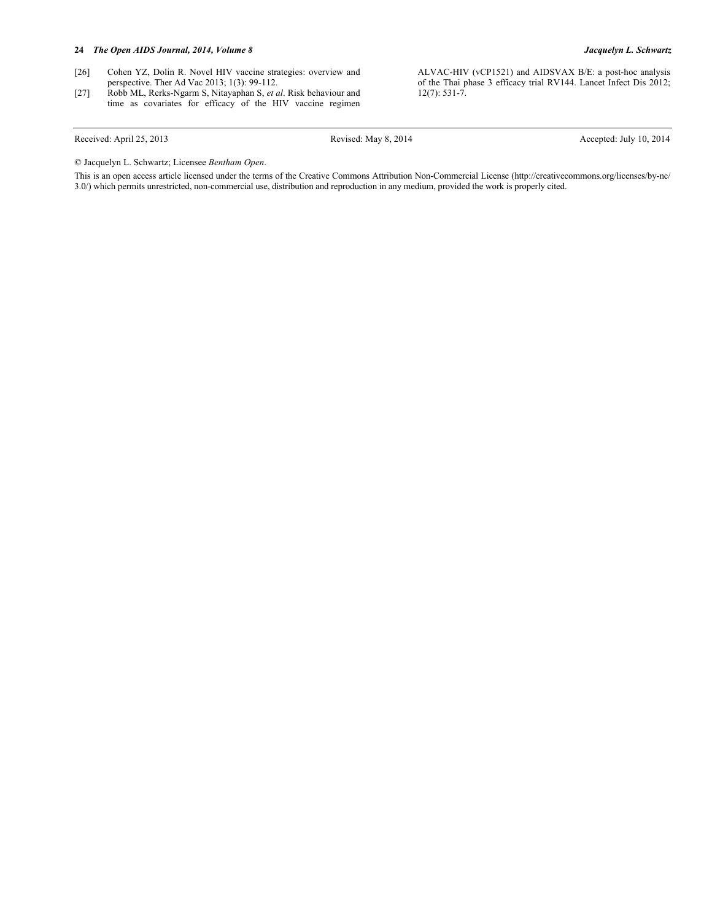[26] Cohen YZ, Dolin R. Novel HIV vaccine strategies: overview and perspective. Ther Ad Vac 2013; 1(3): 99-112.

[27] Robb ML, Rerks-Ngarm S, Nitayaphan S, *et al*. Risk behaviour and time as covariates for efficacy of the HIV vaccine regimen ALVAC-HIV (vCP1521) and AIDSVAX B/E: a post-hoc analysis of the Thai phase 3 efficacy trial RV144. Lancet Infect Dis 2012; 12(7): 531-7.

Received: April 25, 2013 Revised: May 8, 2014 Accepted: July 10, 2014

© Jacquelyn L. Schwartz; Licensee *Bentham Open*.

This is an open access article licensed under the terms of the Creative Commons Attribution Non-Commercial License (http://creativecommons.org/licenses/by-nc/3.0/) which permits unrestricted, non-commercial use, distribution and reproduction in any medium, provided the work is properly cited.